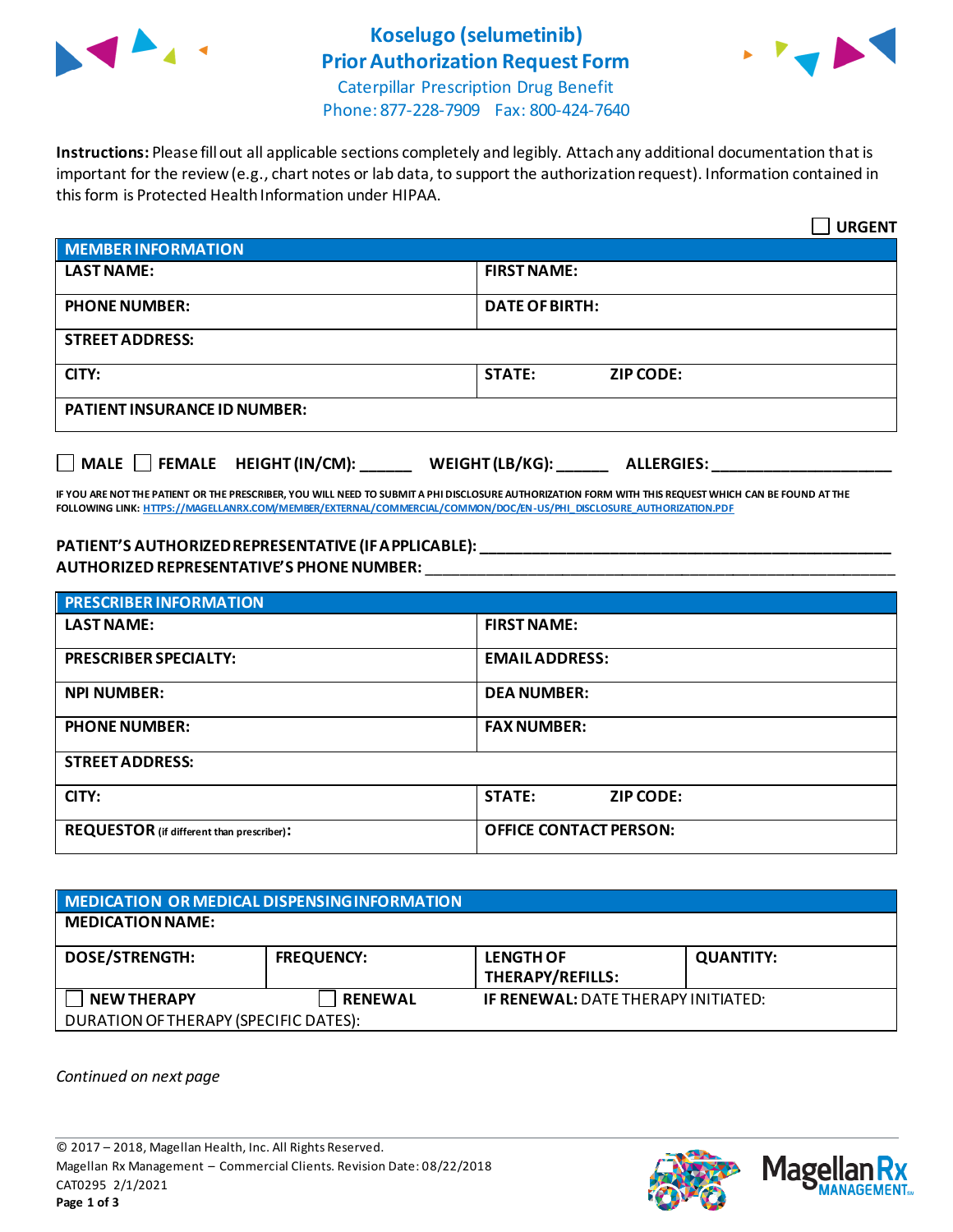# Koselugo (selumetinib) Prior Authorization Request Form

Caterpillar Prescription Drug Benefit
Phone: 877-228-7909 Fax: 800-424-7640

**Instructions:** Please fill out all applicable sections completely and legibly. Attach any additional documentation that is important for the review (e.g., chart notes or lab data, to support the authorization request). Information contained in this form is Protected Health Information under HIPAA.

☐ **URGENT**

| MEMBER INFORMATION | | |
|---|---|---|
| **LAST NAME:** | **FIRST NAME:** | |
| **PHONE NUMBER:** | **DATE OF BIRTH:** | |
| **STREET ADDRESS:** | | |
| **CITY:** | **STATE:** | **ZIP CODE:** |
| **PATIENT INSURANCE ID NUMBER:** | | |

☐ **MALE** ☐ **FEMALE** **HEIGHT (IN/CM):** ______ **WEIGHT (LB/KG):** ______ **ALLERGIES:** ____________________

**IF YOU ARE NOT THE PATIENT OR THE PRESCRIBER, YOU WILL NEED TO SUBMIT A PHI DISCLOSURE AUTHORIZATION FORM WITH THIS REQUEST WHICH CAN BE FOUND AT THE FOLLOWING LINK:** HTTPS://MAGELLANRX.COM/MEMBER/EXTERNAL/COMMERCIAL/COMMON/DOC/EN-US/PHI_DISCLOSURE_AUTHORIZATION.PDF

**PATIENT'S AUTHORIZED REPRESENTATIVE (IF APPLICABLE):** ____________________________________________

**AUTHORIZED REPRESENTATIVE'S PHONE NUMBER:** ____________________________________________

| PRESCRIBER INFORMATION | | |
|---|---|---|
| **LAST NAME:** | **FIRST NAME:** | |
| **PRESCRIBER SPECIALTY:** | **EMAIL ADDRESS:** | |
| **NPI NUMBER:** | **DEA NUMBER:** | |
| **PHONE NUMBER:** | **FAX NUMBER:** | |
| **STREET ADDRESS:** | | |
| **CITY:** | **STATE:** | **ZIP CODE:** |
| **REQUESTOR** (if different than prescriber)**:** | **OFFICE CONTACT PERSON:** | |

| MEDICATION OR MEDICAL DISPENSING INFORMATION | | | |
|---|---|---|---|
| **MEDICATION NAME:** | | | |
| **DOSE/STRENGTH:** | **FREQUENCY:** | **LENGTH OF THERAPY/REFILLS:** | **QUANTITY:** |
| ☐ **NEW THERAPY** | ☐ **RENEWAL** | **IF RENEWAL:** DATE THERAPY INITIATED: | |
| DURATION OF THERAPY (SPECIFIC DATES): | | | |

*Continued on next page*

© 2017 – 2018, Magellan Health, Inc. All Rights Reserved.
Magellan Rx Management – Commercial Clients. Revision Date: 08/22/2018
CAT0295 2/1/2021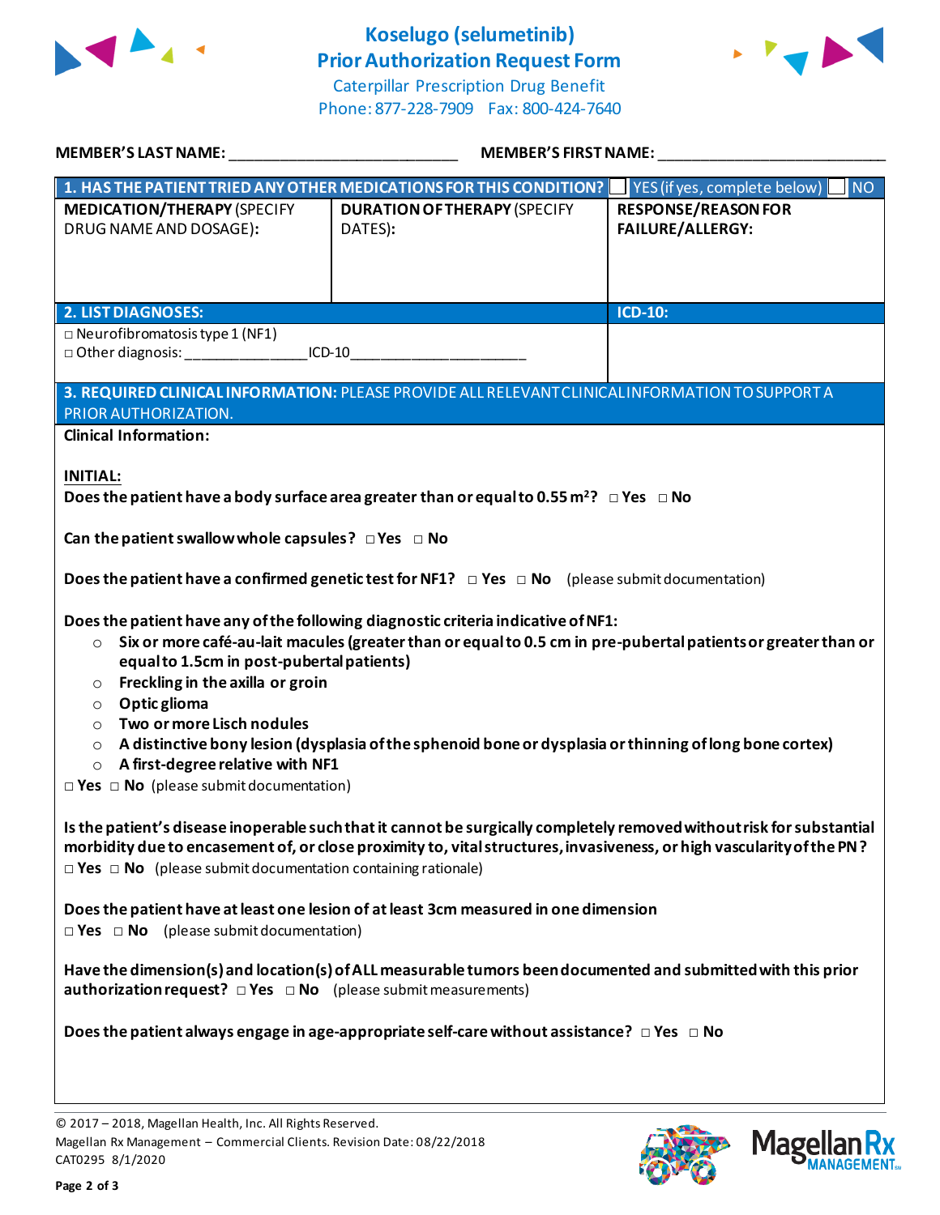# Koselugo (selumetinib) Prior Authorization Request Form

Caterpillar Prescription Drug Benefit
Phone: 877-228-7909 Fax: 800-424-7640

**MEMBER'S LAST NAME:** ___________________________ **MEMBER'S FIRST NAME:** ___________________________

| **1. HAS THE PATIENT TRIED ANY OTHER MEDICATIONS FOR THIS CONDITION?** ☐ YES (if yes, complete below) ☐ NO | | |
|---|---|---|
| **MEDICATION/THERAPY** (SPECIFY DRUG NAME AND DOSAGE): | **DURATION OF THERAPY** (SPECIFY DATES): | **RESPONSE/REASON FOR FAILURE/ALLERGY:** |

| **2. LIST DIAGNOSES:** | **ICD-10:** |
|---|---|
| □ Neurofibromatosis type 1 (NF1)<br>□ Other diagnosis: _______________ICD-10______________________ | |

**3. REQUIRED CLINICAL INFORMATION:** PLEASE PROVIDE ALL RELEVANT CLINICAL INFORMATION TO SUPPORT A PRIOR AUTHORIZATION.

**Clinical Information:**

**INITIAL:**

**Does the patient have a body surface area greater than or equal to 0.55 $m^2$?** □ **Yes** □ **No**

**Can the patient swallow whole capsules?** □ **Yes** □ **No**

**Does the patient have a confirmed genetic test for NF1?** □ **Yes** □ **No** (please submit documentation)

**Does the patient have any of the following diagnostic criteria indicative of NF1:**

- **Six or more café-au-lait macules (greater than or equal to 0.5 cm in pre-pubertal patients or greater than or equal to 1.5cm in post-pubertal patients)**
- **Freckling in the axilla or groin**
- **Optic glioma**
- **Two or more Lisch nodules**
- **A distinctive bony lesion (dysplasia of the sphenoid bone or dysplasia or thinning of long bone cortex)**
- **A first-degree relative with NF1**

□ **Yes** □ **No** (please submit documentation)

**Is the patient's disease inoperable such that it cannot be surgically completely removed without risk for substantial morbidity due to encasement of, or close proximity to, vital structures, invasiveness, or high vascularity of the PN?**
□ **Yes** □ **No** (please submit documentation containing rationale)

**Does the patient have at least one lesion of at least 3cm measured in one dimension**
□ **Yes** □ **No** (please submit documentation)

**Have the dimension(s) and location(s) of ALL measurable tumors been documented and submitted with this prior authorization request?** □ **Yes** □ **No** (please submit measurements)

**Does the patient always engage in age-appropriate self-care without assistance?** □ **Yes** □ **No**

© 2017 – 2018, Magellan Health, Inc. All Rights Reserved.
Magellan Rx Management – Commercial Clients. Revision Date: 08/22/2018
CAT0295 8/1/2020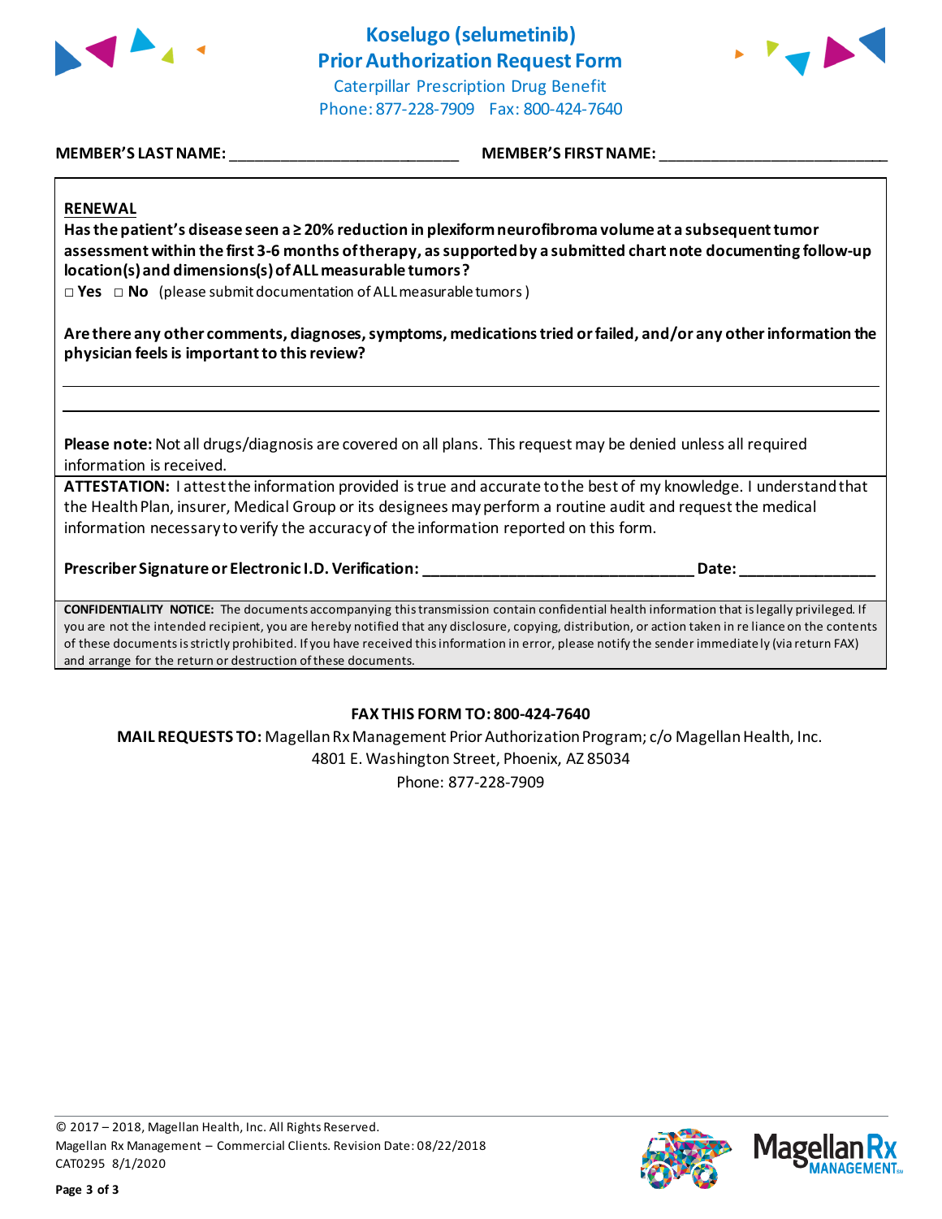# Koselugo (selumetinib)
## Prior Authorization Request Form

Caterpillar Prescription Drug Benefit
Phone: 877-228-7909  Fax: 800-424-7640

**MEMBER'S LAST NAME:** ___________________________  **MEMBER'S FIRST NAME:** ___________________________

**RENEWAL**

**Has the patient's disease seen a ≥ 20% reduction in plexiform neurofibroma volume at a subsequent tumor assessment within the first 3-6 months of therapy, as supported by a submitted chart note documenting follow-up location(s) and dimensions(s) of ALL measurable tumors?**

□ **Yes** □ **No** (please submit documentation of ALL measurable tumors )

**Are there any other comments, diagnoses, symptoms, medications tried or failed, and/or any other information the physician feels is important to this review?**

_______________________________________________________________________________

_______________________________________________________________________________

**Please note:** Not all drugs/diagnosis are covered on all plans. This request may be denied unless all required information is received.

**ATTESTATION:** I attest the information provided is true and accurate to the best of my knowledge. I understand that the Health Plan, insurer, Medical Group or its designees may perform a routine audit and request the medical information necessary to verify the accuracy of the information reported on this form.

**Prescriber Signature or Electronic I.D. Verification:** ________________________________ **Date:** ________________

**CONFIDENTIALITY NOTICE:** The documents accompanying this transmission contain confidential health information that is legally privileged. If you are not the intended recipient, you are hereby notified that any disclosure, copying, distribution, or action taken in reliance on the contents of these documents is strictly prohibited. If you have received this information in error, please notify the sender immediately (via return FAX) and arrange for the return or destruction of these documents.

**FAX THIS FORM TO: 800-424-7640**

**MAIL REQUESTS TO:** Magellan Rx Management Prior Authorization Program; c/o Magellan Health, Inc.
4801 E. Washington Street, Phoenix, AZ 85034
Phone: 877-228-7909

© 2017 – 2018, Magellan Health, Inc. All Rights Reserved.
Magellan Rx Management – Commercial Clients. Revision Date: 08/22/2018
CAT0295 8/1/2020